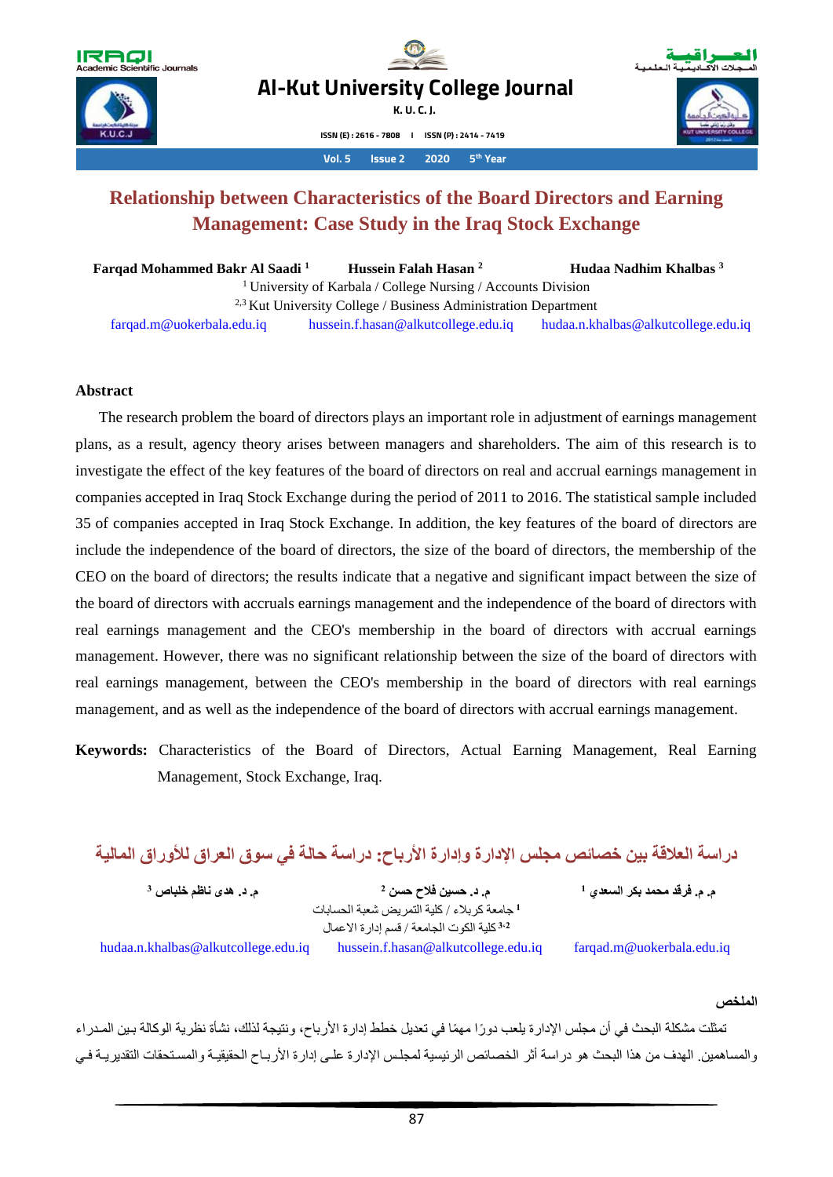# Relationship between Characteristics of the Board Directors and Earning Management: Case Study in the Iraq Stock Exchange

**Farqad Mohammed Bakr Al Saadi [1]** **Hussein Falah Hasan [2]** **Hudaa Nadhim Khalbas [3]**

[1] University of Karbala / College Nursing / Accounts Division

[2,3] Kut University College / Business Administration Department

farqad.m@uokerbala.edu.iq hussein.f.hasan@alkutcollege.edu.iq hudaa.n.khalbas@alkutcollege.edu.iq

## Abstract

The research problem the board of directors plays an important role in adjustment of earnings management plans, as a result, agency theory arises between managers and shareholders. The aim of this research is to investigate the effect of the key features of the board of directors on real and accrual earnings management in companies accepted in Iraq Stock Exchange during the period of 2011 to 2016. The statistical sample included 35 of companies accepted in Iraq Stock Exchange. In addition, the key features of the board of directors are include the independence of the board of directors, the size of the board of directors, the membership of the CEO on the board of directors; the results indicate that a negative and significant impact between the size of the board of directors with accruals earnings management and the independence of the board of directors with real earnings management and the CEO's membership in the board of directors with accrual earnings management. However, there was no significant relationship between the size of the board of directors with real earnings management, between the CEO's membership in the board of directors with real earnings management, and as well as the independence of the board of directors with accrual earnings management.

**Keywords:** Characteristics of the Board of Directors, Actual Earning Management, Real Earning Management, Stock Exchange, Iraq.

# دراسة العلاقة بين خصائص مجلس الإدارة وإدارة الأرباح: دراسة حالة في سوق العراق للأوراق المالية

**م. م. فرقد محمد بكر السعدي [1]** **م. د. حسين فلاح حسن [2]** **م. د. هدى ناظم خلباص [3]**

[1] جامعة كربلاء / كلية التمريض شعبة الحسابات

[3،2] كلية الكوت الجامعة / قسم إدارة الاعمال

farqad.m@uokerbala.edu.iq hussein.f.hasan@alkutcollege.edu.iq hudaa.n.khalbas@alkutcollege.edu.iq

## الملخص

تمثلت مشكلة البحث في أن مجلس الإدارة يلعب دورًا مهمًا في تعديل خطط إدارة الأرباح، ونتيجة لذلك، نشأة نظرية الوكالة بين المدراء والمساهمين. الهدف من هذا البحث هو دراسة أثر الخصائص الرئيسية لمجلس الإدارة على إدارة الأرباح الحقيقية والمستحقات التقديرية في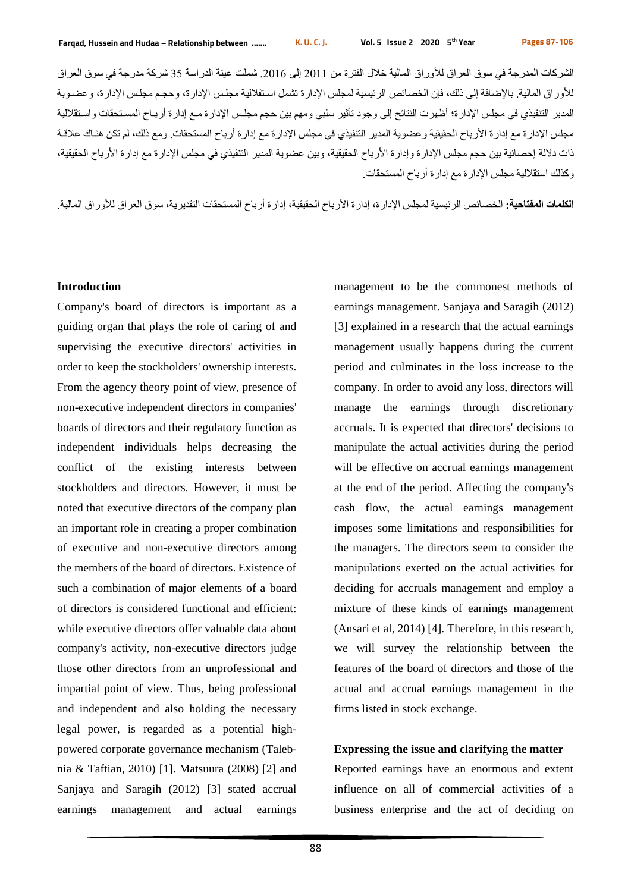الشركات المدرجة في سوق العراق للأوراق المالية خلال الفترة من 2011 إلى 2016. شملت عينة الدراسة 35 شركة مدرجة في سوق العراق للأوراق المالية. بالإضافة إلى ذلك، فإن الخصائص الرئيسية لمجلس الإدارة تشمل استقلالية مجلس الإدارة، وحجم مجلس الإدارة، وعضوية المدير التنفيذي في مجلس الإدارة؛ أظهرت النتائج إلى وجود تأثير سلبي ومهم بين حجم مجلس الإدارة مع إدارة أرباح المستحقات واستقلالية مجلس الإدارة مع إدارة الأرباح الحقيقية وعضوية المدير التنفيذي في مجلس الإدارة مع إدارة أرباح المستحقات. ومع ذلك، لم تكن هناك علاقة ذات دلالة إحصائية بين حجم مجلس الإدارة وإدارة الأرباح الحقيقية، وبين عضوية المدير التنفيذي في مجلس الإدارة مع إدارة الأرباح الحقيقية، وكذلك استقلالية مجلس الإدارة مع إدارة أرباح المستحقات.

**الكلمات المفتاحية:** الخصائص الرئيسية لمجلس الإدارة، إدارة الأرباح الحقيقية، إدارة أرباح المستحقات التقديرية، سوق العراق للأوراق المالية.

## Introduction

Company's board of directors is important as a guiding organ that plays the role of caring of and supervising the executive directors' activities in order to keep the stockholders' ownership interests. From the agency theory point of view, presence of non-executive independent directors in companies' boards of directors and their regulatory function as independent individuals helps decreasing the conflict of the existing interests between stockholders and directors. However, it must be noted that executive directors of the company plan an important role in creating a proper combination of executive and non-executive directors among the members of the board of directors. Existence of such a combination of major elements of a board of directors is considered functional and efficient: while executive directors offer valuable data about company's activity, non-executive directors judge those other directors from an unprofessional and impartial point of view. Thus, being professional and independent and also holding the necessary legal power, is regarded as a potential high-powered corporate governance mechanism (Taleb-nia & Taftian, 2010) [1]. Matsuura (2008) [2] and Sanjaya and Saragih (2012) [3] stated accrual earnings management and actual earnings management to be the commonest methods of earnings management. Sanjaya and Saragih (2012) [3] explained in a research that the actual earnings management usually happens during the current period and culminates in the loss increase to the company. In order to avoid any loss, directors will manage the earnings through discretionary accruals. It is expected that directors' decisions to manipulate the actual activities during the period will be effective on accrual earnings management at the end of the period. Affecting the company's cash flow, the actual earnings management imposes some limitations and responsibilities for the managers. The directors seem to consider the manipulations exerted on the actual activities for deciding for accruals management and employ a mixture of these kinds of earnings management (Ansari et al, 2014) [4]. Therefore, in this research, we will survey the relationship between the features of the board of directors and those of the actual and accrual earnings management in the firms listed in stock exchange.

## Expressing the issue and clarifying the matter

Reported earnings have an enormous and extent influence on all of commercial activities of a business enterprise and the act of deciding on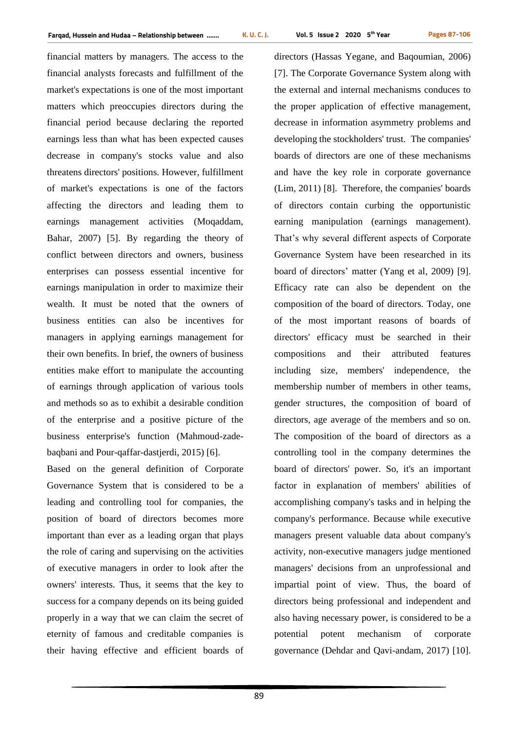financial matters by managers. The access to the financial analysts forecasts and fulfillment of the market's expectations is one of the most important matters which preoccupies directors during the financial period because declaring the reported earnings less than what has been expected causes decrease in company's stocks value and also threatens directors' positions. However, fulfillment of market's expectations is one of the factors affecting the directors and leading them to earnings management activities (Moqaddam, Bahar, 2007) [5]. By regarding the theory of conflict between directors and owners, business enterprises can possess essential incentive for earnings manipulation in order to maximize their wealth. It must be noted that the owners of business entities can also be incentives for managers in applying earnings management for their own benefits. In brief, the owners of business entities make effort to manipulate the accounting of earnings through application of various tools and methods so as to exhibit a desirable condition of the enterprise and a positive picture of the business enterprise's function (Mahmoud-zade-baqbani and Pour-qaffar-dastjerdi, 2015) [6].

Based on the general definition of Corporate Governance System that is considered to be a leading and controlling tool for companies, the position of board of directors becomes more important than ever as a leading organ that plays the role of caring and supervising on the activities of executive managers in order to look after the owners' interests. Thus, it seems that the key to success for a company depends on its being guided properly in a way that we can claim the secret of eternity of famous and creditable companies is their having effective and efficient boards of directors (Hassas Yegane, and Baqoumian, 2006) [7]. The Corporate Governance System along with the external and internal mechanisms conduces to the proper application of effective management, decrease in information asymmetry problems and developing the stockholders' trust. The companies' boards of directors are one of these mechanisms and have the key role in corporate governance (Lim, 2011) [8]. Therefore, the companies' boards of directors contain curbing the opportunistic earning manipulation (earnings management). That's why several different aspects of Corporate Governance System have been researched in its board of directors' matter (Yang et al, 2009) [9]. Efficacy rate can also be dependent on the composition of the board of directors. Today, one of the most important reasons of boards of directors' efficacy must be searched in their compositions and their attributed features including size, members' independence, the membership number of members in other teams, gender structures, the composition of board of directors, age average of the members and so on. The composition of the board of directors as a controlling tool in the company determines the board of directors' power. So, it's an important factor in explanation of members' abilities of accomplishing company's tasks and in helping the company's performance. Because while executive managers present valuable data about company's activity, non-executive managers judge mentioned managers' decisions from an unprofessional and impartial point of view. Thus, the board of directors being professional and independent and also having necessary power, is considered to be a potential potent mechanism of corporate governance (Dehdar and Qavi-andam, 2017) [10].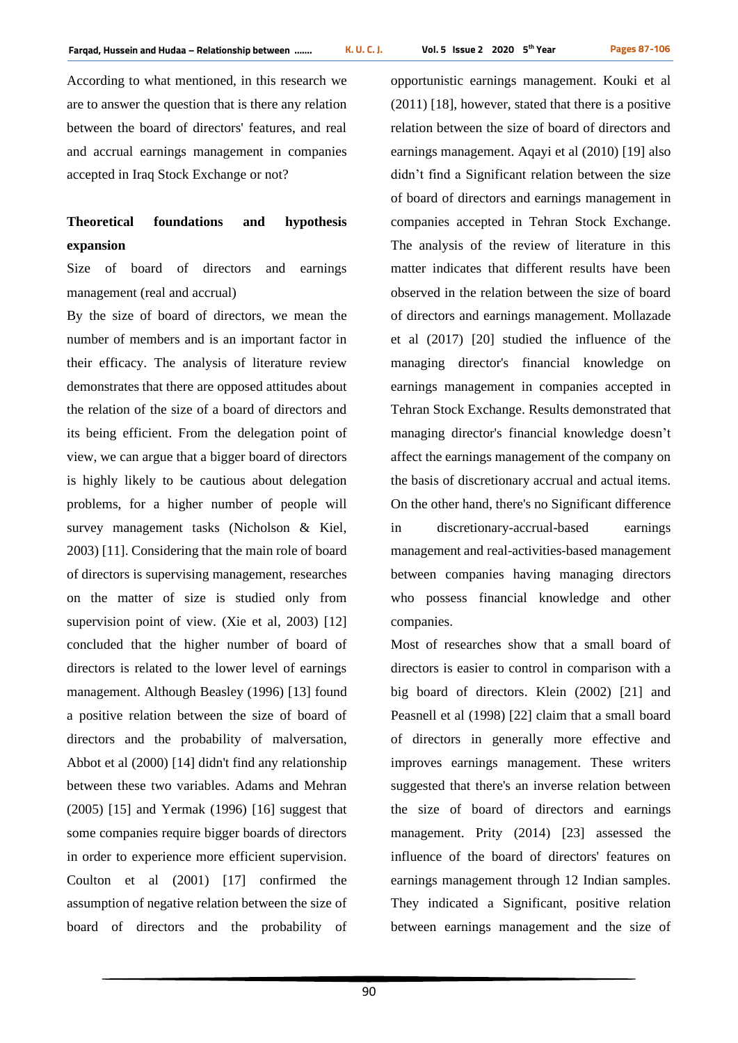According to what mentioned, in this research we are to answer the question that is there any relation between the board of directors' features, and real and accrual earnings management in companies accepted in Iraq Stock Exchange or not?

## Theoretical foundations and hypothesis expansion

Size of board of directors and earnings management (real and accrual)

By the size of board of directors, we mean the number of members and is an important factor in their efficacy. The analysis of literature review demonstrates that there are opposed attitudes about the relation of the size of a board of directors and its being efficient. From the delegation point of view, we can argue that a bigger board of directors is highly likely to be cautious about delegation problems, for a higher number of people will survey management tasks (Nicholson & Kiel, 2003) [11]. Considering that the main role of board of directors is supervising management, researches on the matter of size is studied only from supervision point of view. (Xie et al, 2003) [12] concluded that the higher number of board of directors is related to the lower level of earnings management. Although Beasley (1996) [13] found a positive relation between the size of board of directors and the probability of malversation, Abbot et al (2000) [14] didn't find any relationship between these two variables. Adams and Mehran (2005) [15] and Yermak (1996) [16] suggest that some companies require bigger boards of directors in order to experience more efficient supervision. Coulton et al (2001) [17] confirmed the assumption of negative relation between the size of board of directors and the probability of opportunistic earnings management. Kouki et al (2011) [18], however, stated that there is a positive relation between the size of board of directors and earnings management. Aqayi et al (2010) [19] also didn't find a Significant relation between the size of board of directors and earnings management in companies accepted in Tehran Stock Exchange. The analysis of the review of literature in this matter indicates that different results have been observed in the relation between the size of board of directors and earnings management. Mollazade et al (2017) [20] studied the influence of the managing director's financial knowledge on earnings management in companies accepted in Tehran Stock Exchange. Results demonstrated that managing director's financial knowledge doesn't affect the earnings management of the company on the basis of discretionary accrual and actual items. On the other hand, there's no Significant difference in discretionary-accrual-based earnings management and real-activities-based management between companies having managing directors who possess financial knowledge and other companies.

Most of researches show that a small board of directors is easier to control in comparison with a big board of directors. Klein (2002) [21] and Peasnell et al (1998) [22] claim that a small board of directors in generally more effective and improves earnings management. These writers suggested that there's an inverse relation between the size of board of directors and earnings management. Prity (2014) [23] assessed the influence of the board of directors' features on earnings management through 12 Indian samples. They indicated a Significant, positive relation between earnings management and the size of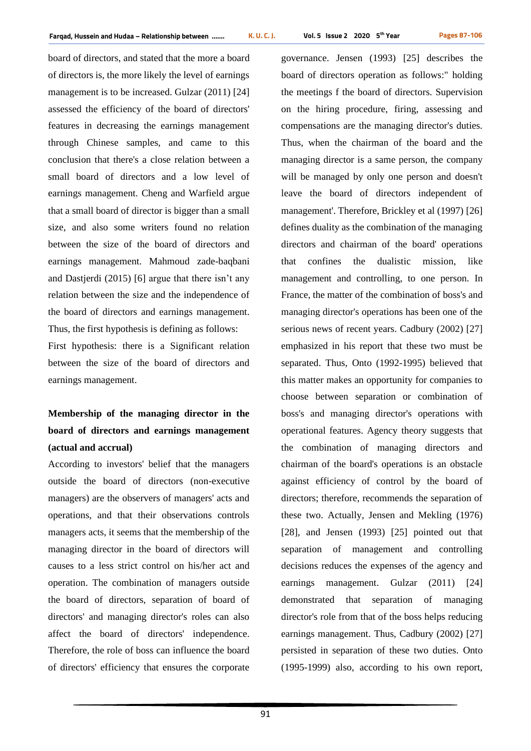board of directors, and stated that the more a board of directors is, the more likely the level of earnings management is to be increased. Gulzar (2011) [24] assessed the efficiency of the board of directors' features in decreasing the earnings management through Chinese samples, and came to this conclusion that there's a close relation between a small board of directors and a low level of earnings management. Cheng and Warfield argue that a small board of director is bigger than a small size, and also some writers found no relation between the size of the board of directors and earnings management. Mahmoud zade-baqbani and Dastjerdi (2015) [6] argue that there isn't any relation between the size and the independence of the board of directors and earnings management. Thus, the first hypothesis is defining as follows:

First hypothesis: there is a Significant relation between the size of the board of directors and earnings management.

**Membership of the managing director in the board of directors and earnings management (actual and accrual)**

According to investors' belief that the managers outside the board of directors (non-executive managers) are the observers of managers' acts and operations, and that their observations controls managers acts, it seems that the membership of the managing director in the board of directors will causes to a less strict control on his/her act and operation. The combination of managers outside the board of directors, separation of board of directors' and managing director's roles can also affect the board of directors' independence. Therefore, the role of boss can influence the board of directors' efficiency that ensures the corporate governance. Jensen (1993) [25] describes the board of directors operation as follows:" holding the meetings f the board of directors. Supervision on the hiring procedure, firing, assessing and compensations are the managing director's duties. Thus, when the chairman of the board and the managing director is a same person, the company will be managed by only one person and doesn't leave the board of directors independent of management'. Therefore, Brickley et al (1997) [26] defines duality as the combination of the managing directors and chairman of the board' operations that confines the dualistic mission, like management and controlling, to one person. In France, the matter of the combination of boss's and managing director's operations has been one of the serious news of recent years. Cadbury (2002) [27] emphasized in his report that these two must be separated. Thus, Onto (1992-1995) believed that this matter makes an opportunity for companies to choose between separation or combination of boss's and managing director's operations with operational features. Agency theory suggests that the combination of managing directors and chairman of the board's operations is an obstacle against efficiency of control by the board of directors; therefore, recommends the separation of these two. Actually, Jensen and Mekling (1976) [28], and Jensen (1993) [25] pointed out that separation of management and controlling decisions reduces the expenses of the agency and earnings management. Gulzar (2011) [24] demonstrated that separation of managing director's role from that of the boss helps reducing earnings management. Thus, Cadbury (2002) [27] persisted in separation of these two duties. Onto (1995-1999) also, according to his own report,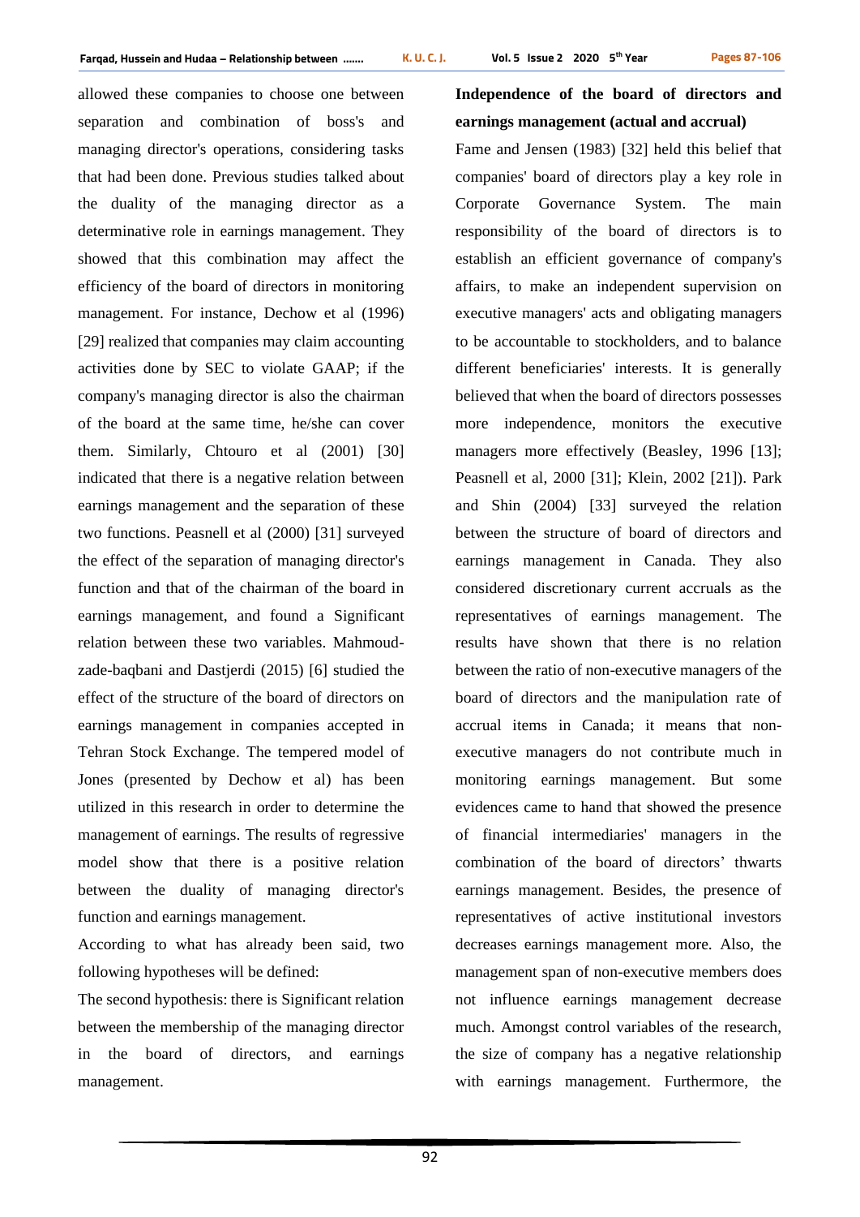allowed these companies to choose one between separation and combination of boss's and managing director's operations, considering tasks that had been done. Previous studies talked about the duality of the managing director as a determinative role in earnings management. They showed that this combination may affect the efficiency of the board of directors in monitoring management. For instance, Dechow et al (1996) [29] realized that companies may claim accounting activities done by SEC to violate GAAP; if the company's managing director is also the chairman of the board at the same time, he/she can cover them. Similarly, Chtouro et al (2001) [30] indicated that there is a negative relation between earnings management and the separation of these two functions. Peasnell et al (2000) [31] surveyed the effect of the separation of managing director's function and that of the chairman of the board in earnings management, and found a Significant relation between these two variables. Mahmoud-zade-baqbani and Dastjerdi (2015) [6] studied the effect of the structure of the board of directors on earnings management in companies accepted in Tehran Stock Exchange. The tempered model of Jones (presented by Dechow et al) has been utilized in this research in order to determine the management of earnings. The results of regressive model show that there is a positive relation between the duality of managing director's function and earnings management.

According to what has already been said, two following hypotheses will be defined:

The second hypothesis: there is Significant relation between the membership of the managing director in the board of directors, and earnings management.

**Independence of the board of directors and earnings management (actual and accrual)**

Fame and Jensen (1983) [32] held this belief that companies' board of directors play a key role in Corporate Governance System. The main responsibility of the board of directors is to establish an efficient governance of company's affairs, to make an independent supervision on executive managers' acts and obligating managers to be accountable to stockholders, and to balance different beneficiaries' interests. It is generally believed that when the board of directors possesses more independence, monitors the executive managers more effectively (Beasley, 1996 [13]; Peasnell et al, 2000 [31]; Klein, 2002 [21]). Park and Shin (2004) [33] surveyed the relation between the structure of board of directors and earnings management in Canada. They also considered discretionary current accruals as the representatives of earnings management. The results have shown that there is no relation between the ratio of non-executive managers of the board of directors and the manipulation rate of accrual items in Canada; it means that non-executive managers do not contribute much in monitoring earnings management. But some evidences came to hand that showed the presence of financial intermediaries' managers in the combination of the board of directors' thwarts earnings management. Besides, the presence of representatives of active institutional investors decreases earnings management more. Also, the management span of non-executive members does not influence earnings management decrease much. Amongst control variables of the research, the size of company has a negative relationship with earnings management. Furthermore, the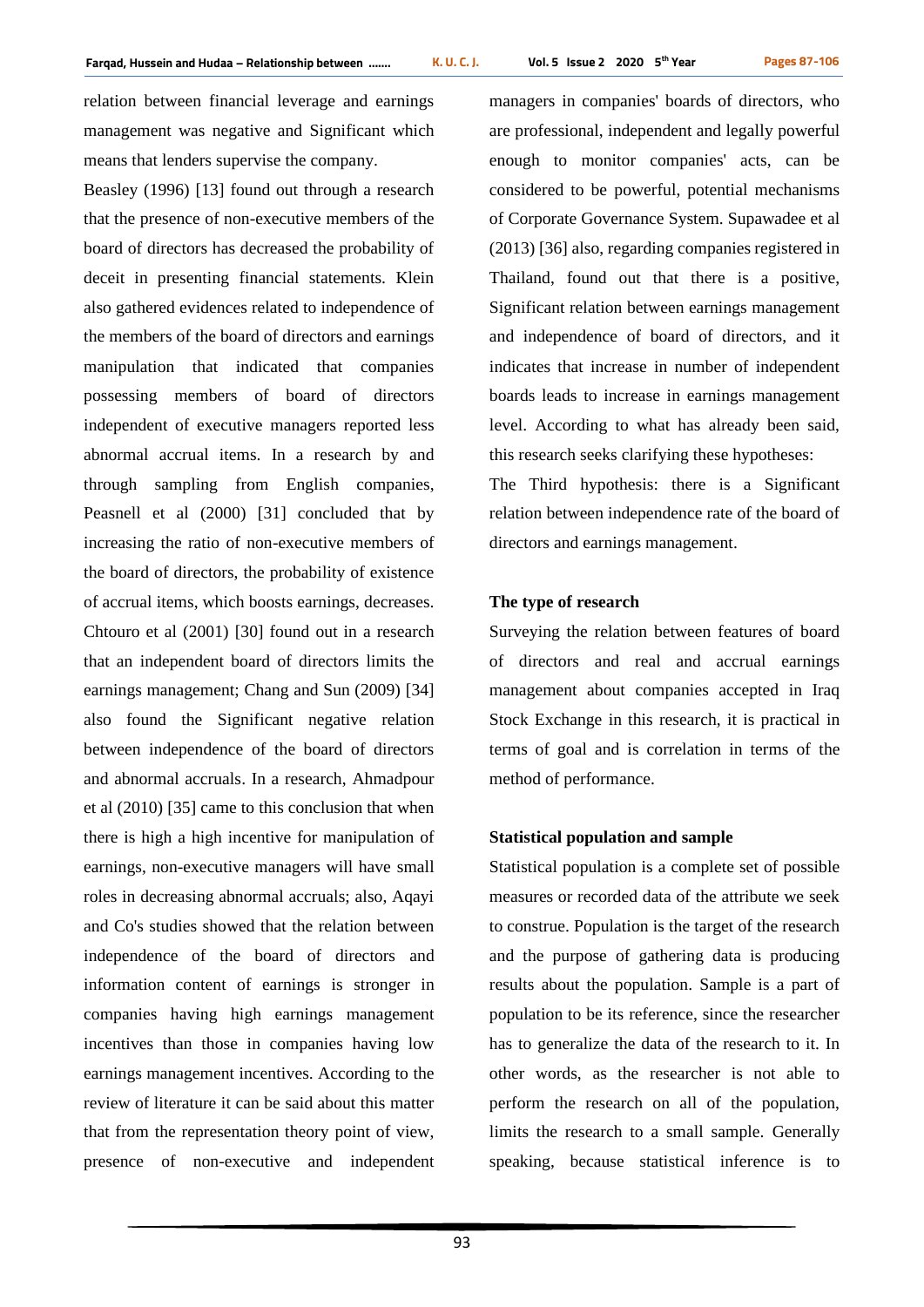relation between financial leverage and earnings management was negative and Significant which means that lenders supervise the company.

Beasley (1996) [13] found out through a research that the presence of non-executive members of the board of directors has decreased the probability of deceit in presenting financial statements. Klein also gathered evidences related to independence of the members of the board of directors and earnings manipulation that indicated that companies possessing members of board of directors independent of executive managers reported less abnormal accrual items. In a research by and through sampling from English companies, Peasnell et al (2000) [31] concluded that by increasing the ratio of non-executive members of the board of directors, the probability of existence of accrual items, which boosts earnings, decreases. Chtouro et al (2001) [30] found out in a research that an independent board of directors limits the earnings management; Chang and Sun (2009) [34] also found the Significant negative relation between independence of the board of directors and abnormal accruals. In a research, Ahmadpour et al (2010) [35] came to this conclusion that when there is high a high incentive for manipulation of earnings, non-executive managers will have small roles in decreasing abnormal accruals; also, Aqayi and Co's studies showed that the relation between independence of the board of directors and information content of earnings is stronger in companies having high earnings management incentives than those in companies having low earnings management incentives. According to the review of literature it can be said about this matter that from the representation theory point of view, presence of non-executive and independent managers in companies' boards of directors, who are professional, independent and legally powerful enough to monitor companies' acts, can be considered to be powerful, potential mechanisms of Corporate Governance System. Supawadee et al (2013) [36] also, regarding companies registered in Thailand, found out that there is a positive, Significant relation between earnings management and independence of board of directors, and it indicates that increase in number of independent boards leads to increase in earnings management level. According to what has already been said, this research seeks clarifying these hypotheses:

The Third hypothesis: there is a Significant relation between independence rate of the board of directors and earnings management.

**The type of research**

Surveying the relation between features of board of directors and real and accrual earnings management about companies accepted in Iraq Stock Exchange in this research, it is practical in terms of goal and is correlation in terms of the method of performance.

**Statistical population and sample**

Statistical population is a complete set of possible measures or recorded data of the attribute we seek to construe. Population is the target of the research and the purpose of gathering data is producing results about the population. Sample is a part of population to be its reference, since the researcher has to generalize the data of the research to it. In other words, as the researcher is not able to perform the research on all of the population, limits the research to a small sample. Generally speaking, because statistical inference is to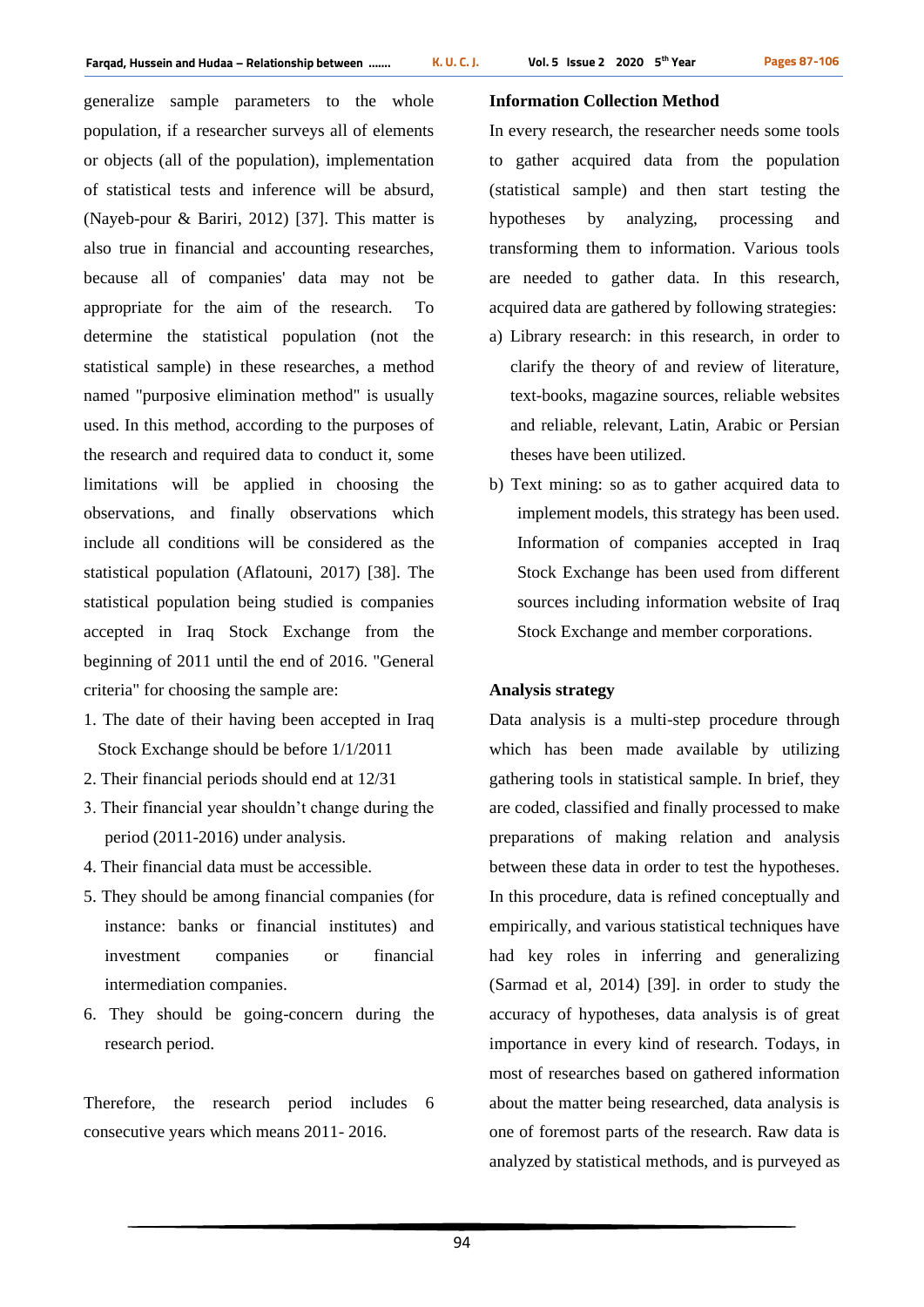generalize sample parameters to the whole population, if a researcher surveys all of elements or objects (all of the population), implementation of statistical tests and inference will be absurd, (Nayeb-pour & Bariri, 2012) [37]. This matter is also true in financial and accounting researches, because all of companies' data may not be appropriate for the aim of the research. To determine the statistical population (not the statistical sample) in these researches, a method named "purposive elimination method" is usually used. In this method, according to the purposes of the research and required data to conduct it, some limitations will be applied in choosing the observations, and finally observations which include all conditions will be considered as the statistical population (Aflatouni, 2017) [38]. The statistical population being studied is companies accepted in Iraq Stock Exchange from the beginning of 2011 until the end of 2016. "General criteria" for choosing the sample are:

1. The date of their having been accepted in Iraq Stock Exchange should be before 1/1/2011
2. Their financial periods should end at 12/31
3. Their financial year shouldn't change during the period (2011-2016) under analysis.
4. Their financial data must be accessible.
5. They should be among financial companies (for instance: banks or financial institutes) and investment companies or financial intermediation companies.
6. They should be going-concern during the research period.

Therefore, the research period includes 6 consecutive years which means 2011- 2016.

**Information Collection Method**

In every research, the researcher needs some tools to gather acquired data from the population (statistical sample) and then start testing the hypotheses by analyzing, processing and transforming them to information. Various tools are needed to gather data. In this research, acquired data are gathered by following strategies:

a) Library research: in this research, in order to clarify the theory of and review of literature, text-books, magazine sources, reliable websites and reliable, relevant, Latin, Arabic or Persian theses have been utilized.

b) Text mining: so as to gather acquired data to implement models, this strategy has been used. Information of companies accepted in Iraq Stock Exchange has been used from different sources including information website of Iraq Stock Exchange and member corporations.

**Analysis strategy**

Data analysis is a multi-step procedure through which has been made available by utilizing gathering tools in statistical sample. In brief, they are coded, classified and finally processed to make preparations of making relation and analysis between these data in order to test the hypotheses. In this procedure, data is refined conceptually and empirically, and various statistical techniques have had key roles in inferring and generalizing (Sarmad et al, 2014) [39]. in order to study the accuracy of hypotheses, data analysis is of great importance in every kind of research. Todays, in most of researches based on gathered information about the matter being researched, data analysis is one of foremost parts of the research. Raw data is analyzed by statistical methods, and is purveyed as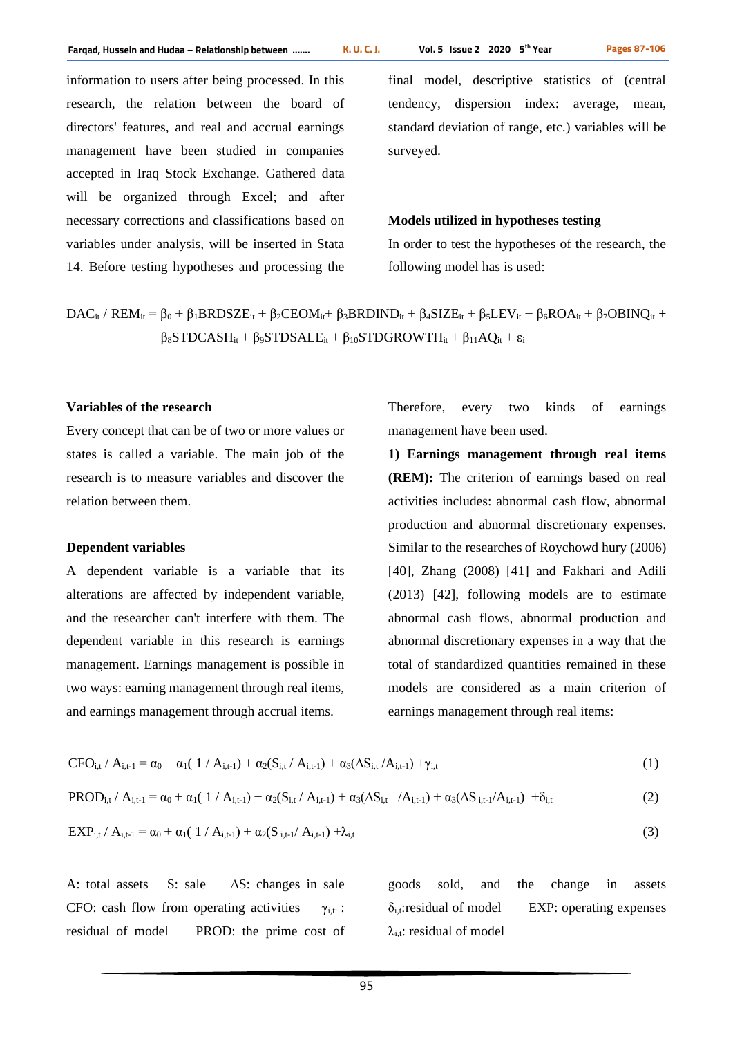information to users after being processed. In this research, the relation between the board of directors' features, and real and accrual earnings management have been studied in companies accepted in Iraq Stock Exchange. Gathered data will be organized through Excel; and after necessary corrections and classifications based on variables under analysis, will be inserted in Stata 14. Before testing hypotheses and processing the final model, descriptive statistics of (central tendency, dispersion index: average, mean, standard deviation of range, etc.) variables will be surveyed.

**Models utilized in hypotheses testing**

In order to test the hypotheses of the research, the following model has is used:

$$DAC_{it} / REM_{it} = \beta_0 + \beta_1 BRDSZE_{it} + \beta_2 CEOM_{it} + \beta_3 BRDIND_{it} + \beta_4 SIZE_{it} + \beta_5 LEV_{it} + \beta_6 ROA_{it} + \beta_7 OBINQ_{it} + \beta_8 STDCASH_{it} + \beta_9 STDSALE_{it} + \beta_{10} STDGROWTH_{it} + \beta_{11} AQ_{it} + \varepsilon_i$$

**Variables of the research**

Every concept that can be of two or more values or states is called a variable. The main job of the research is to measure variables and discover the relation between them.

**Dependent variables**

A dependent variable is a variable that its alterations are affected by independent variable, and the researcher can't interfere with them. The dependent variable in this research is earnings management. Earnings management is possible in two ways: earning management through real items, and earnings management through accrual items. Therefore, every two kinds of earnings management have been used.

**1) Earnings management through real items (REM):** The criterion of earnings based on real activities includes: abnormal cash flow, abnormal production and abnormal discretionary expenses. Similar to the researches of Roychowd hury (2006) [40], Zhang (2008) [41] and Fakhari and Adili (2013) [42], following models are to estimate abnormal cash flows, abnormal production and abnormal discretionary expenses in a way that the total of standardized quantities remained in these models are considered as a main criterion of earnings management through real items:

$$CFO_{i,t} / A_{i,t-1} = \alpha_0 + \alpha_1( 1 / A_{i,t-1}) + \alpha_2(S_{i,t} / A_{i,t-1}) + \alpha_3(\Delta S_{i,t} /A_{i,t-1}) + \gamma_{i,t} \quad (1)$$

$$PROD_{i,t} / A_{i,t-1} = \alpha_0 + \alpha_1( 1 / A_{i,t-1}) + \alpha_2(S_{i,t} / A_{i,t-1}) + \alpha_3(\Delta S_{i,t} /A_{i,t-1}) + \alpha_3(\Delta S_{i,t-1}/A_{i,t-1}) + \delta_{i,t} \quad (2)$$

$$EXP_{i,t} / A_{i,t-1} = \alpha_0 + \alpha_1( 1 / A_{i,t-1}) + \alpha_2(S_{i,t-1}/ A_{i,t-1}) + \lambda_{i,t} \quad (3)$$

A: total assets S: sale $\Delta S$: changes in sale CFO: cash flow from operating activities $\gamma_{i,t}$: residual of model PROD: the prime cost of goods sold, and the change in assets $\delta_{i,t}$: residual of model EXP: operating expenses $\lambda_{i,t}$: residual of model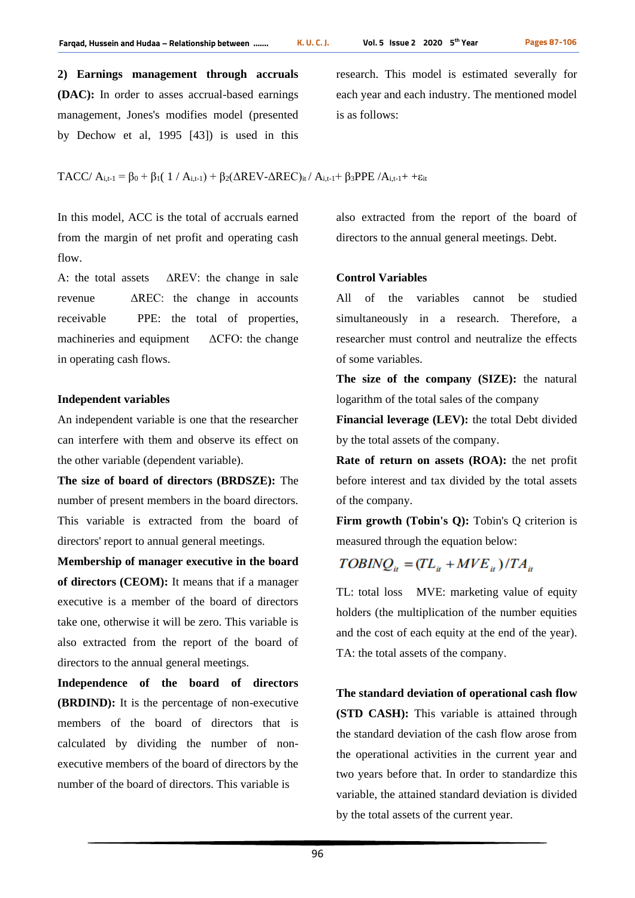**2) Earnings management through accruals (DAC):** In order to asses accrual-based earnings management, Jones's modifies model (presented by Dechow et al, 1995 [43]) is used in this research. This model is estimated severally for each year and each industry. The mentioned model is as follows:

$$TACC/A_{i,t-1} = \beta_0 + \beta_1(1/A_{i,t-1}) + \beta_2(\Delta REV - \Delta REC)_{it}/A_{i,t-1} + \beta_3 PPE/A_{i,t-1} + \varepsilon_{it}$$

In this model, ACC is the total of accruals earned from the margin of net profit and operating cash flow.

A: the total assets ΔREV: the change in sale revenue ΔREC: the change in accounts receivable PPE: the total of properties, machineries and equipment ΔCFO: the change in operating cash flows.

**Independent variables**

An independent variable is one that the researcher can interfere with them and observe its effect on the other variable (dependent variable).

**The size of board of directors (BRDSZE):** The number of present members in the board directors. This variable is extracted from the board of directors' report to annual general meetings.

**Membership of manager executive in the board of directors (CEOM):** It means that if a manager executive is a member of the board of directors take one, otherwise it will be zero. This variable is also extracted from the report of the board of directors to the annual general meetings.

**Independence of the board of directors (BRDIND):** It is the percentage of non-executive members of the board of directors that is calculated by dividing the number of non-executive members of the board of directors by the number of the board of directors. This variable is also extracted from the report of the board of directors to the annual general meetings. Debt.

**Control Variables**

All of the variables cannot be studied simultaneously in a research. Therefore, a researcher must control and neutralize the effects of some variables.

**The size of the company (SIZE):** the natural logarithm of the total sales of the company

**Financial leverage (LEV):** the total Debt divided by the total assets of the company.

**Rate of return on assets (ROA):** the net profit before interest and tax divided by the total assets of the company.

**Firm growth (Tobin's Q):** Tobin's Q criterion is measured through the equation below:

$$TOBINQ_{it} = (TL_{it} + MVE_{it})/TA_{it}$$

TL: total loss MVE: marketing value of equity holders (the multiplication of the number equities and the cost of each equity at the end of the year). TA: the total assets of the company.

**The standard deviation of operational cash flow (STD CASH):** This variable is attained through the standard deviation of the cash flow arose from the operational activities in the current year and two years before that. In order to standardize this variable, the attained standard deviation is divided by the total assets of the current year.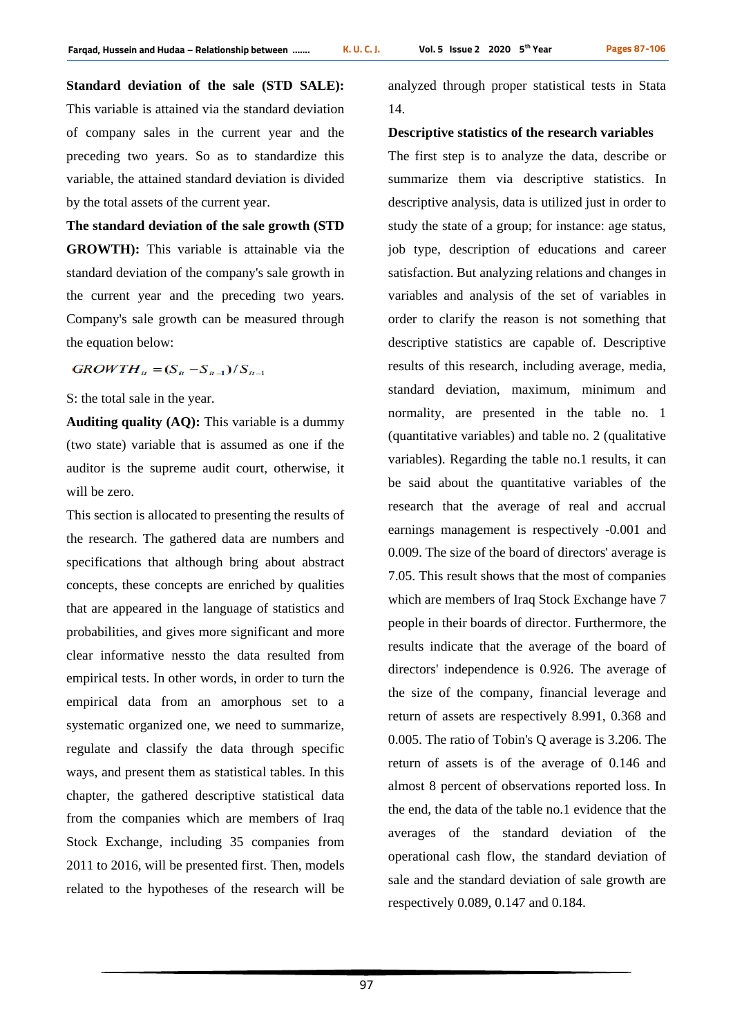**Standard deviation of the sale (STD SALE):** This variable is attained via the standard deviation of company sales in the current year and the preceding two years. So as to standardize this variable, the attained standard deviation is divided by the total assets of the current year.

**The standard deviation of the sale growth (STD GROWTH):** This variable is attainable via the standard deviation of the company's sale growth in the current year and the preceding two years. Company's sale growth can be measured through the equation below:

$$GROWTH_{it} = (S_{it} - S_{it-1}) / S_{it-1}$$

S: the total sale in the year.

**Auditing quality (AQ):** This variable is a dummy (two state) variable that is assumed as one if the auditor is the supreme audit court, otherwise, it will be zero.

This section is allocated to presenting the results of the research. The gathered data are numbers and specifications that although bring about abstract concepts, these concepts are enriched by qualities that are appeared in the language of statistics and probabilities, and gives more significant and more clear informative nessto the data resulted from empirical tests. In other words, in order to turn the empirical data from an amorphous set to a systematic organized one, we need to summarize, regulate and classify the data through specific ways, and present them as statistical tables. In this chapter, the gathered descriptive statistical data from the companies which are members of Iraq Stock Exchange, including 35 companies from 2011 to 2016, will be presented first. Then, models related to the hypotheses of the research will be analyzed through proper statistical tests in Stata 14.

**Descriptive statistics of the research variables**

The first step is to analyze the data, describe or summarize them via descriptive statistics. In descriptive analysis, data is utilized just in order to study the state of a group; for instance: age status, job type, description of educations and career satisfaction. But analyzing relations and changes in variables and analysis of the set of variables in order to clarify the reason is not something that descriptive statistics are capable of. Descriptive results of this research, including average, media, standard deviation, maximum, minimum and normality, are presented in the table no. 1 (quantitative variables) and table no. 2 (qualitative variables). Regarding the table no.1 results, it can be said about the quantitative variables of the research that the average of real and accrual earnings management is respectively -0.001 and 0.009. The size of the board of directors' average is 7.05. This result shows that the most of companies which are members of Iraq Stock Exchange have 7 people in their boards of director. Furthermore, the results indicate that the average of the board of directors' independence is 0.926. The average of the size of the company, financial leverage and return of assets are respectively 8.991, 0.368 and 0.005. The ratio of Tobin's Q average is 3.206. The return of assets is of the average of 0.146 and almost 8 percent of observations reported loss. In the end, the data of the table no.1 evidence that the averages of the standard deviation of the operational cash flow, the standard deviation of sale and the standard deviation of sale growth are respectively 0.089, 0.147 and 0.184.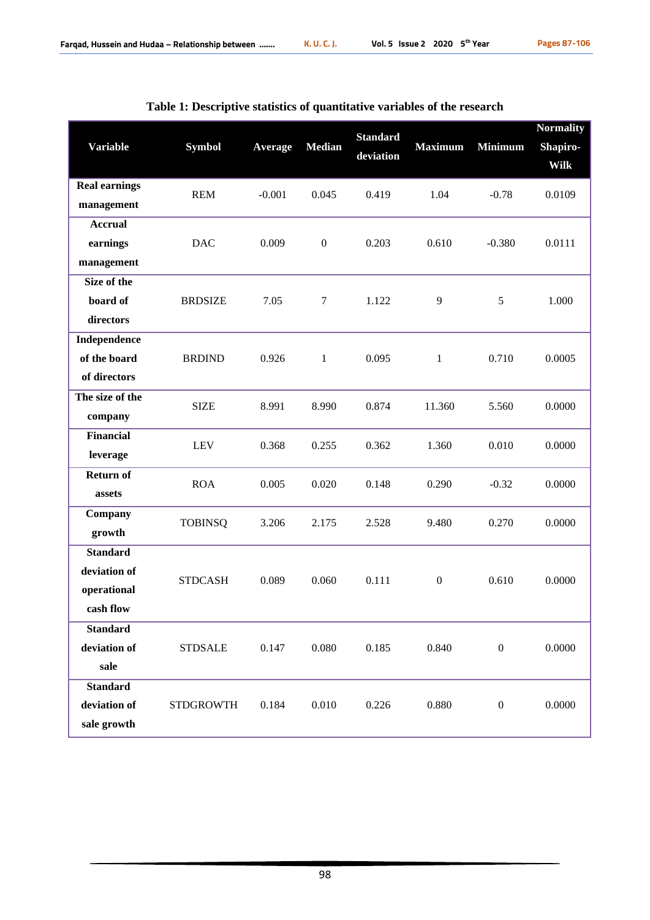**Table 1: Descriptive statistics of quantitative variables of the research**

| Variable | Symbol | Average | Median | Standard deviation | Maximum | Minimum | Normality Shapiro-Wilk |
|---|---|---|---|---|---|---|---|
| **Real earnings management** | REM | -0.001 | 0.045 | 0.419 | 1.04 | -0.78 | 0.0109 |
| **Accrual earnings management** | DAC | 0.009 | 0 | 0.203 | 0.610 | -0.380 | 0.0111 |
| **Size of the board of directors** | BRDSIZE | 7.05 | 7 | 1.122 | 9 | 5 | 1.000 |
| **Independence of the board of directors** | BRDIND | 0.926 | 1 | 0.095 | 1 | 0.710 | 0.0005 |
| **The size of the company** | SIZE | 8.991 | 8.990 | 0.874 | 11.360 | 5.560 | 0.0000 |
| **Financial leverage** | LEV | 0.368 | 0.255 | 0.362 | 1.360 | 0.010 | 0.0000 |
| **Return of assets** | ROA | 0.005 | 0.020 | 0.148 | 0.290 | -0.32 | 0.0000 |
| **Company growth** | TOBINSQ | 3.206 | 2.175 | 2.528 | 9.480 | 0.270 | 0.0000 |
| **Standard deviation of operational cash flow** | STDCASH | 0.089 | 0.060 | 0.111 | 0 | 0.610 | 0.0000 |
| **Standard deviation of sale** | STDSALE | 0.147 | 0.080 | 0.185 | 0.840 | 0 | 0.0000 |
| **Standard deviation of sale growth** | STDGROWTH | 0.184 | 0.010 | 0.226 | 0.880 | 0 | 0.0000 |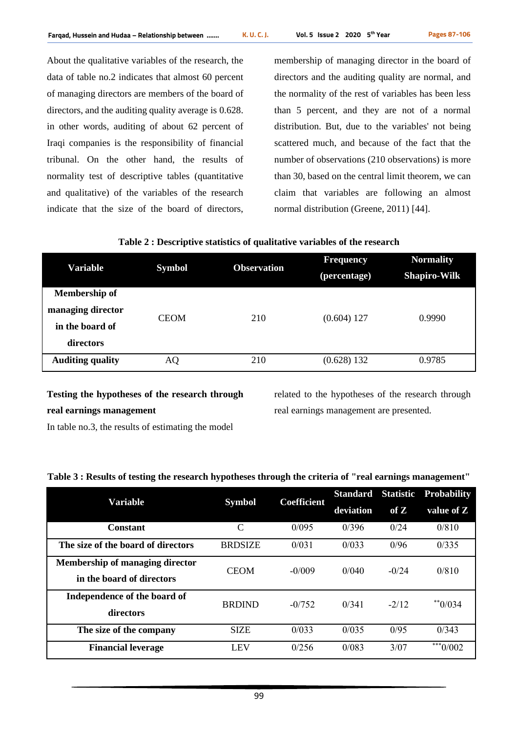About the qualitative variables of the research, the data of table no.2 indicates that almost 60 percent of managing directors are members of the board of directors, and the auditing quality average is 0.628. in other words, auditing of about 62 percent of Iraqi companies is the responsibility of financial tribunal. On the other hand, the results of normality test of descriptive tables (quantitative and qualitative) of the variables of the research indicate that the size of the board of directors, membership of managing director in the board of directors and the auditing quality are normal, and the normality of the rest of variables has been less than 5 percent, and they are not of a normal distribution. But, due to the variables' not being scattered much, and because of the fact that the number of observations (210 observations) is more than 30, based on the central limit theorem, we can claim that variables are following an almost normal distribution (Greene, 2011) [44].

**Table 2 : Descriptive statistics of qualitative variables of the research**

| Variable | Symbol | Observation | Frequency (percentage) | Normality Shapiro-Wilk |
|---|---|---|---|---|
| **Membership of managing director in the board of directors** | CEOM | 210 | (0.604) 127 | 0.9990 |
| **Auditing quality** | AQ | 210 | (0.628) 132 | 0.9785 |

**Testing the hypotheses of the research through real earnings management**

In table no.3, the results of estimating the model related to the hypotheses of the research through real earnings management are presented.

**Table 3 : Results of testing the research hypotheses through the criteria of "real earnings management"**

| Variable | Symbol | Coefficient | Standard deviation | Statistic of Z | Probability value of Z |
|---|---|---|---|---|---|
| **Constant** | C | 0/095 | 0/396 | 0/24 | 0/810 |
| **The size of the board of directors** | BRDSIZE | 0/031 | 0/033 | 0/96 | 0/335 |
| **Membership of managing director in the board of directors** | CEOM | -0/009 | 0/040 | -0/24 | 0/810 |
| **Independence of the board of directors** | BRDIND | -0/752 | 0/341 | -2/12 | **0/034 |
| **The size of the company** | SIZE | 0/033 | 0/035 | 0/95 | 0/343 |
| **Financial leverage** | LEV | 0/256 | 0/083 | 3/07 | ***0/002 |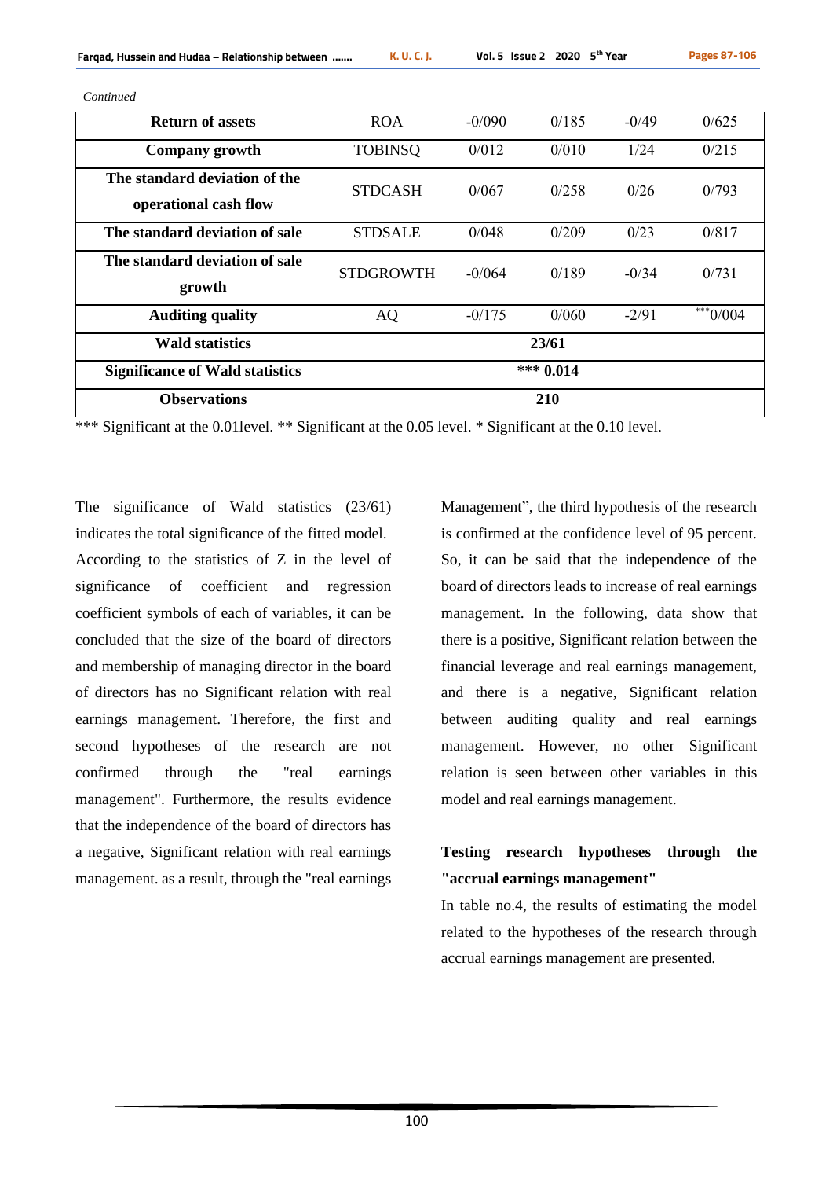*Continued*

| | | | | | |
|---|---|---|---|---|---|
| **Return of assets** | ROA | -0/090 | 0/185 | -0/49 | 0/625 |
| **Company growth** | TOBINSQ | 0/012 | 0/010 | 1/24 | 0/215 |
| **The standard deviation of the operational cash flow** | STDCASH | 0/067 | 0/258 | 0/26 | 0/793 |
| **The standard deviation of sale** | STDSALE | 0/048 | 0/209 | 0/23 | 0/817 |
| **The standard deviation of sale growth** | STDGROWTH | -0/064 | 0/189 | -0/34 | 0/731 |
| **Auditing quality** | AQ | -0/175 | 0/060 | -2/91 | ***0/004 |
| **Wald statistics** | **23/61** | | | | |
| **Significance of Wald statistics** | **\*\*\* 0.014** | | | | |
| **Observations** | **210** | | | | |

*** Significant at the 0.01level. ** Significant at the 0.05 level. * Significant at the 0.10 level.

The significance of Wald statistics (23/61) indicates the total significance of the fitted model. According to the statistics of Z in the level of significance of coefficient and regression coefficient symbols of each of variables, it can be concluded that the size of the board of directors and membership of managing director in the board of directors has no Significant relation with real earnings management. Therefore, the first and second hypotheses of the research are not confirmed through the "real earnings management". Furthermore, the results evidence that the independence of the board of directors has a negative, Significant relation with real earnings management. as a result, through the "real earnings Management", the third hypothesis of the research is confirmed at the confidence level of 95 percent. So, it can be said that the independence of the board of directors leads to increase of real earnings management. In the following, data show that there is a positive, Significant relation between the financial leverage and real earnings management, and there is a negative, Significant relation between auditing quality and real earnings management. However, no other Significant relation is seen between other variables in this model and real earnings management.

**Testing research hypotheses through the "accrual earnings management"**

In table no.4, the results of estimating the model related to the hypotheses of the research through accrual earnings management are presented.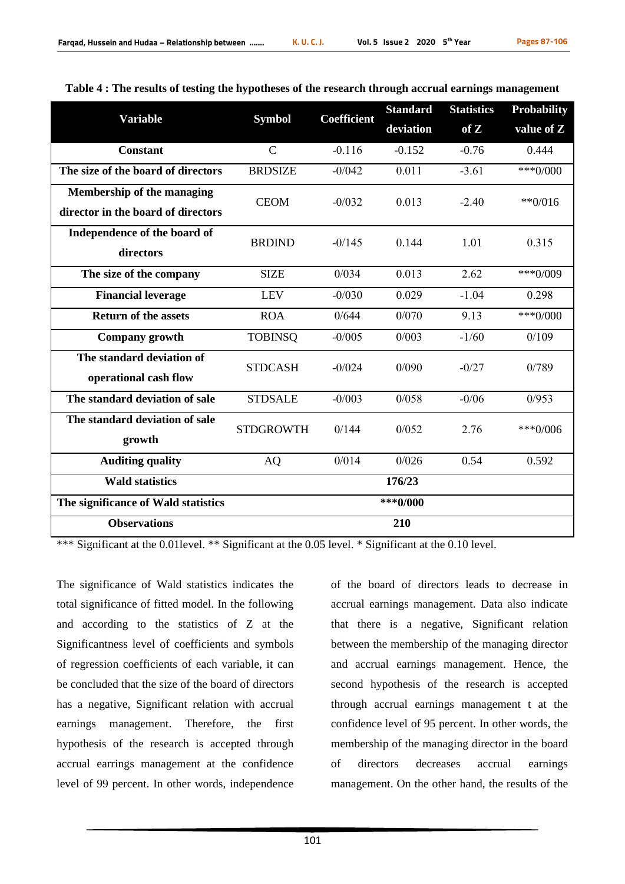**Table 4 : The results of testing the hypotheses of the research through accrual earnings management**

| Variable | Symbol | Coefficient | Standard deviation | Statistics of Z | Probability value of Z |
|---|---|---|---|---|---|
| Constant | C | -0.116 | -0.152 | -0.76 | 0.444 |
| The size of the board of directors | BRDSIZE | -0/042 | 0.011 | -3.61 | ***0/000 |
| Membership of the managing director in the board of directors | CEOM | -0/032 | 0.013 | -2.40 | **0/016 |
| Independence of the board of directors | BRDIND | -0/145 | 0.144 | 1.01 | 0.315 |
| The size of the company | SIZE | 0/034 | 0.013 | 2.62 | ***0/009 |
| Financial leverage | LEV | -0/030 | 0.029 | -1.04 | 0.298 |
| Return of the assets | ROA | 0/644 | 0/070 | 9.13 | ***0/000 |
| Company growth | TOBINSQ | -0/005 | 0/003 | -1/60 | 0/109 |
| The standard deviation of operational cash flow | STDCASH | -0/024 | 0/090 | -0/27 | 0/789 |
| The standard deviation of sale | STDSALE | -0/003 | 0/058 | -0/06 | 0/953 |
| The standard deviation of sale growth | STDGROWTH | 0/144 | 0/052 | 2.76 | ***0/006 |
| Auditing quality | AQ | 0/014 | 0/026 | 0.54 | 0.592 |
| Wald statistics | | | 176/23 | | |
| The significance of Wald statistics | | | ***0/000 | | |
| Observations | | | 210 | | |

*** Significant at the 0.01level. ** Significant at the 0.05 level. * Significant at the 0.10 level.

The significance of Wald statistics indicates the total significance of fitted model. In the following and according to the statistics of Z at the Significantness level of coefficients and symbols of regression coefficients of each variable, it can be concluded that the size of the board of directors has a negative, Significant relation with accrual earnings management. Therefore, the first hypothesis of the research is accepted through accrual earrings management at the confidence level of 99 percent. In other words, independence of the board of directors leads to decrease in accrual earnings management. Data also indicate that there is a negative, Significant relation between the membership of the managing director and accrual earnings management. Hence, the second hypothesis of the research is accepted through accrual earnings management t at the confidence level of 95 percent. In other words, the membership of the managing director in the board of directors decreases accrual earnings management. On the other hand, the results of the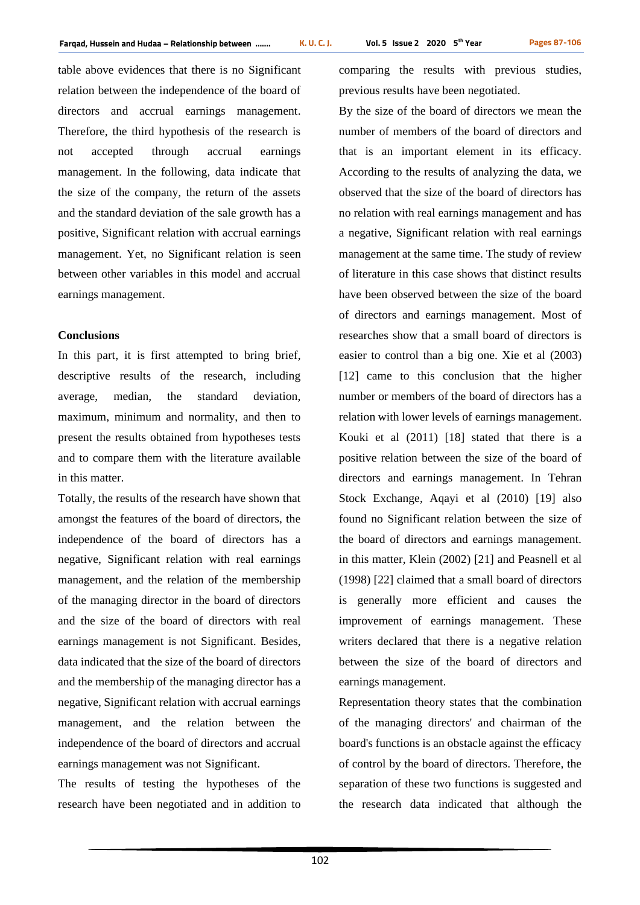table above evidences that there is no Significant relation between the independence of the board of directors and accrual earnings management. Therefore, the third hypothesis of the research is not accepted through accrual earnings management. In the following, data indicate that the size of the company, the return of the assets and the standard deviation of the sale growth has a positive, Significant relation with accrual earnings management. Yet, no Significant relation is seen between other variables in this model and accrual earnings management.

## Conclusions

In this part, it is first attempted to bring brief, descriptive results of the research, including average, median, the standard deviation, maximum, minimum and normality, and then to present the results obtained from hypotheses tests and to compare them with the literature available in this matter.

Totally, the results of the research have shown that amongst the features of the board of directors, the independence of the board of directors has a negative, Significant relation with real earnings management, and the relation of the membership of the managing director in the board of directors and the size of the board of directors with real earnings management is not Significant. Besides, data indicated that the size of the board of directors and the membership of the managing director has a negative, Significant relation with accrual earnings management, and the relation between the independence of the board of directors and accrual earnings management was not Significant.

The results of testing the hypotheses of the research have been negotiated and in addition to comparing the results with previous studies, previous results have been negotiated.

By the size of the board of directors we mean the number of members of the board of directors and that is an important element in its efficacy. According to the results of analyzing the data, we observed that the size of the board of directors has no relation with real earnings management and has a negative, Significant relation with real earnings management at the same time. The study of review of literature in this case shows that distinct results have been observed between the size of the board of directors and earnings management. Most of researches show that a small board of directors is easier to control than a big one. Xie et al (2003) [12] came to this conclusion that the higher number or members of the board of directors has a relation with lower levels of earnings management. Kouki et al (2011) [18] stated that there is a positive relation between the size of the board of directors and earnings management. In Tehran Stock Exchange, Aqayi et al (2010) [19] also found no Significant relation between the size of the board of directors and earnings management. in this matter, Klein (2002) [21] and Peasnell et al (1998) [22] claimed that a small board of directors is generally more efficient and causes the improvement of earnings management. These writers declared that there is a negative relation between the size of the board of directors and earnings management.

Representation theory states that the combination of the managing directors' and chairman of the board's functions is an obstacle against the efficacy of control by the board of directors. Therefore, the separation of these two functions is suggested and the research data indicated that although the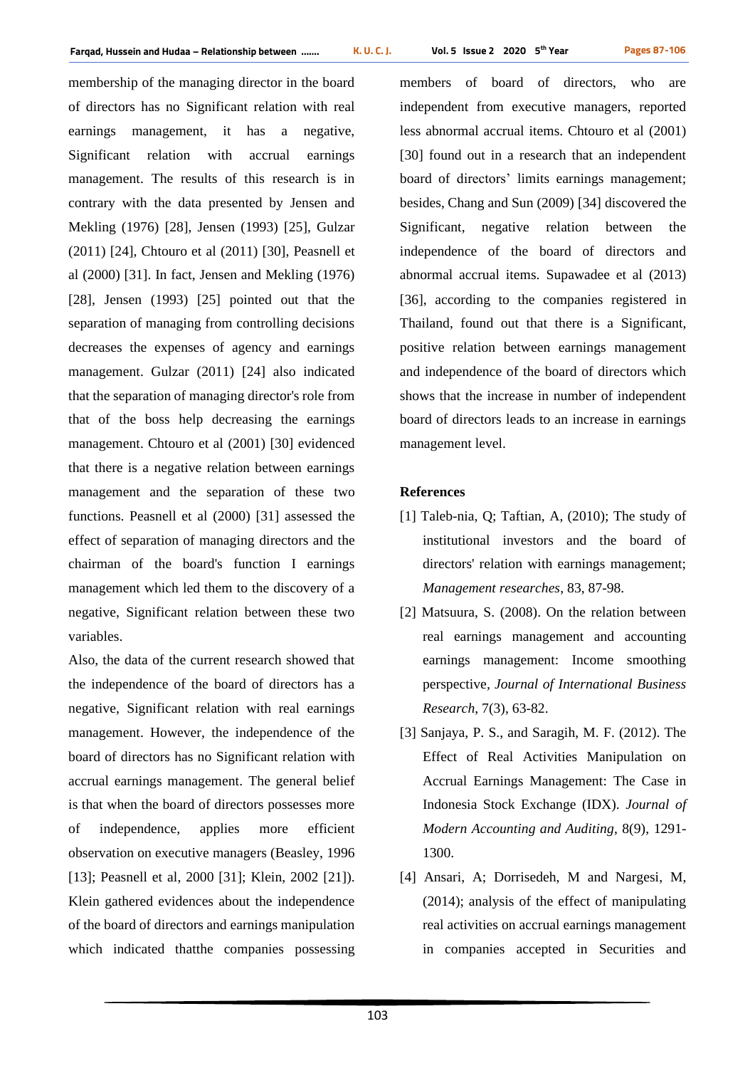membership of the managing director in the board of directors has no Significant relation with real earnings management, it has a negative, Significant relation with accrual earnings management. The results of this research is in contrary with the data presented by Jensen and Mekling (1976) [28], Jensen (1993) [25], Gulzar (2011) [24], Chtouro et al (2011) [30], Peasnell et al (2000) [31]. In fact, Jensen and Mekling (1976) [28], Jensen (1993) [25] pointed out that the separation of managing from controlling decisions decreases the expenses of agency and earnings management. Gulzar (2011) [24] also indicated that the separation of managing director's role from that of the boss help decreasing the earnings management. Chtouro et al (2001) [30] evidenced that there is a negative relation between earnings management and the separation of these two functions. Peasnell et al (2000) [31] assessed the effect of separation of managing directors and the chairman of the board's function I earnings management which led them to the discovery of a negative, Significant relation between these two variables.

Also, the data of the current research showed that the independence of the board of directors has a negative, Significant relation with real earnings management. However, the independence of the board of directors has no Significant relation with accrual earnings management. The general belief is that when the board of directors possesses more of independence, applies more efficient observation on executive managers (Beasley, 1996 [13]; Peasnell et al, 2000 [31]; Klein, 2002 [21]). Klein gathered evidences about the independence of the board of directors and earnings manipulation which indicated thatthe companies possessing members of board of directors, who are independent from executive managers, reported less abnormal accrual items. Chtouro et al (2001) [30] found out in a research that an independent board of directors' limits earnings management; besides, Chang and Sun (2009) [34] discovered the Significant, negative relation between the independence of the board of directors and abnormal accrual items. Supawadee et al (2013) [36], according to the companies registered in Thailand, found out that there is a Significant, positive relation between earnings management and independence of the board of directors which shows that the increase in number of independent board of directors leads to an increase in earnings management level.

## References

[1] Taleb-nia, Q; Taftian, A, (2010); The study of institutional investors and the board of directors' relation with earnings management; *Management researches*, 83, 87-98.

[2] Matsuura, S. (2008). On the relation between real earnings management and accounting earnings management: Income smoothing perspective, *Journal of International Business Research*, 7(3), 63-82.

[3] Sanjaya, P. S., and Saragih, M. F. (2012). The Effect of Real Activities Manipulation on Accrual Earnings Management: The Case in Indonesia Stock Exchange (IDX). *Journal of Modern Accounting and Auditing*, 8(9), 1291-1300.

[4] Ansari, A; Dorrisedeh, M and Nargesi, M, (2014); analysis of the effect of manipulating real activities on accrual earnings management in companies accepted in Securities and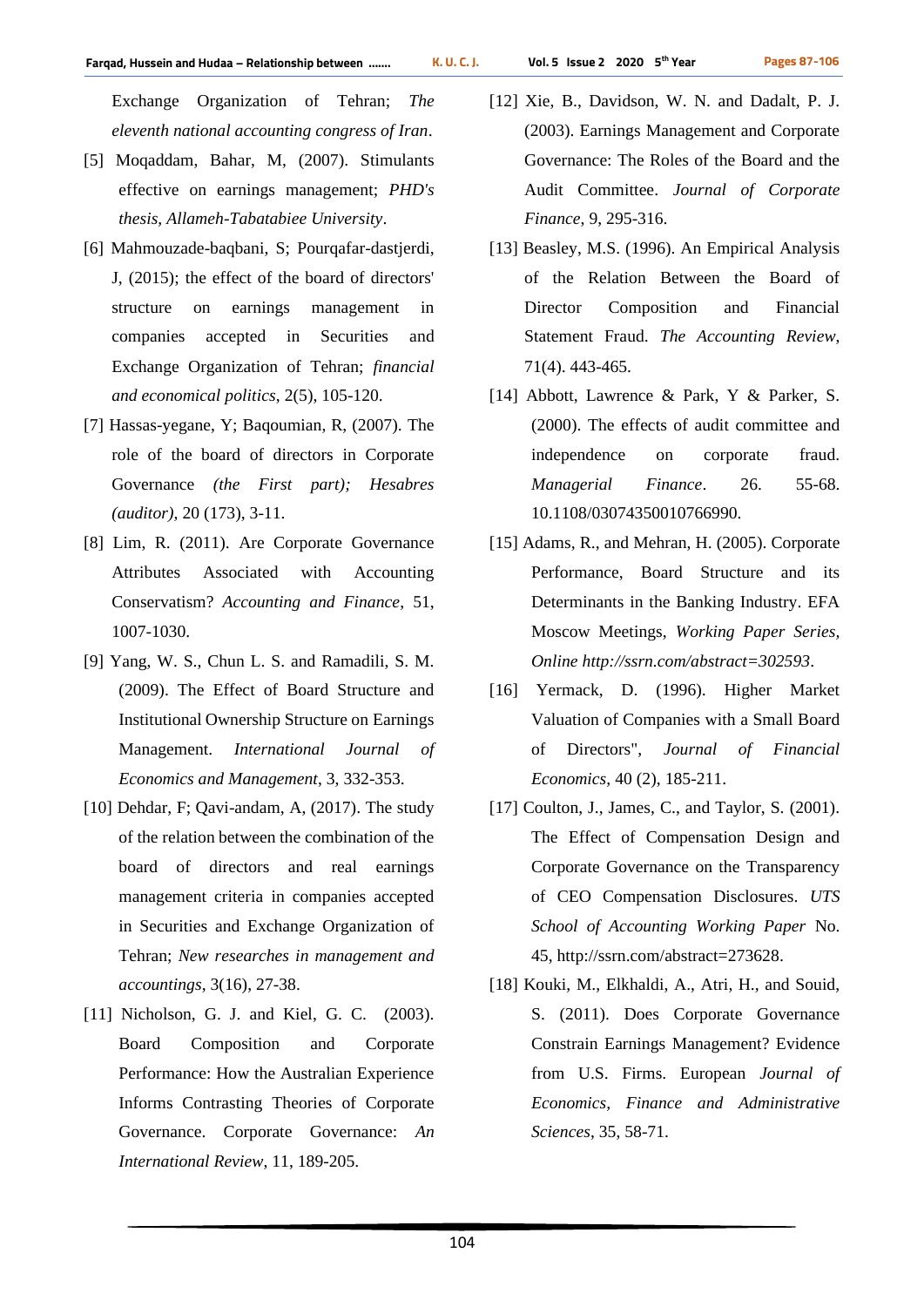Exchange Organization of Tehran; *The eleventh national accounting congress of Iran*.

[5] Moqaddam, Bahar, M, (2007). Stimulants effective on earnings management; *PHD's thesis, Allameh-Tabatabiee University*.

[6] Mahmouzade-baqbani, S; Pourqafar-dastjerdi, J, (2015); the effect of the board of directors' structure on earnings management in companies accepted in Securities and Exchange Organization of Tehran; *financial and economical politics*, 2(5), 105-120.

[7] Hassas-yegane, Y; Baqoumian, R, (2007). The role of the board of directors in Corporate Governance *(the First part); Hesabres (auditor)*, 20 (173), 3-11.

[8] Lim, R. (2011). Are Corporate Governance Attributes Associated with Accounting Conservatism? *Accounting and Finance*, 51, 1007-1030.

[9] Yang, W. S., Chun L. S. and Ramadili, S. M. (2009). The Effect of Board Structure and Institutional Ownership Structure on Earnings Management. *International Journal of Economics and Management*, 3, 332-353.

[10] Dehdar, F; Qavi-andam, A, (2017). The study of the relation between the combination of the board of directors and real earnings management criteria in companies accepted in Securities and Exchange Organization of Tehran; *New researches in management and accountings*, 3(16), 27-38.

[11] Nicholson, G. J. and Kiel, G. C. (2003). Board Composition and Corporate Performance: How the Australian Experience Informs Contrasting Theories of Corporate Governance. Corporate Governance: *An International Review*, 11, 189-205.

[12] Xie, B., Davidson, W. N. and Dadalt, P. J. (2003). Earnings Management and Corporate Governance: The Roles of the Board and the Audit Committee. *Journal of Corporate Finance*, 9, 295-316.

[13] Beasley, M.S. (1996). An Empirical Analysis of the Relation Between the Board of Director Composition and Financial Statement Fraud. *The Accounting Review*, 71(4). 443-465.

[14] Abbott, Lawrence & Park, Y & Parker, S. (2000). The effects of audit committee and independence on corporate fraud. *Managerial Finance*. 26. 55-68. 10.1108/03074350010766990.

[15] Adams, R., and Mehran, H. (2005). Corporate Performance, Board Structure and its Determinants in the Banking Industry. EFA Moscow Meetings, *Working Paper Series, Online http://ssrn.com/abstract=302593*.

[16] Yermack, D. (1996). Higher Market Valuation of Companies with a Small Board of Directors", *Journal of Financial Economics*, 40 (2), 185-211.

[17] Coulton, J., James, C., and Taylor, S. (2001). The Effect of Compensation Design and Corporate Governance on the Transparency of CEO Compensation Disclosures. *UTS School of Accounting Working Paper* No. 45, http://ssrn.com/abstract=273628.

[18] Kouki, M., Elkhaldi, A., Atri, H., and Souid, S. (2011). Does Corporate Governance Constrain Earnings Management? Evidence from U.S. Firms. European *Journal of Economics, Finance and Administrative Sciences*, 35, 58-71.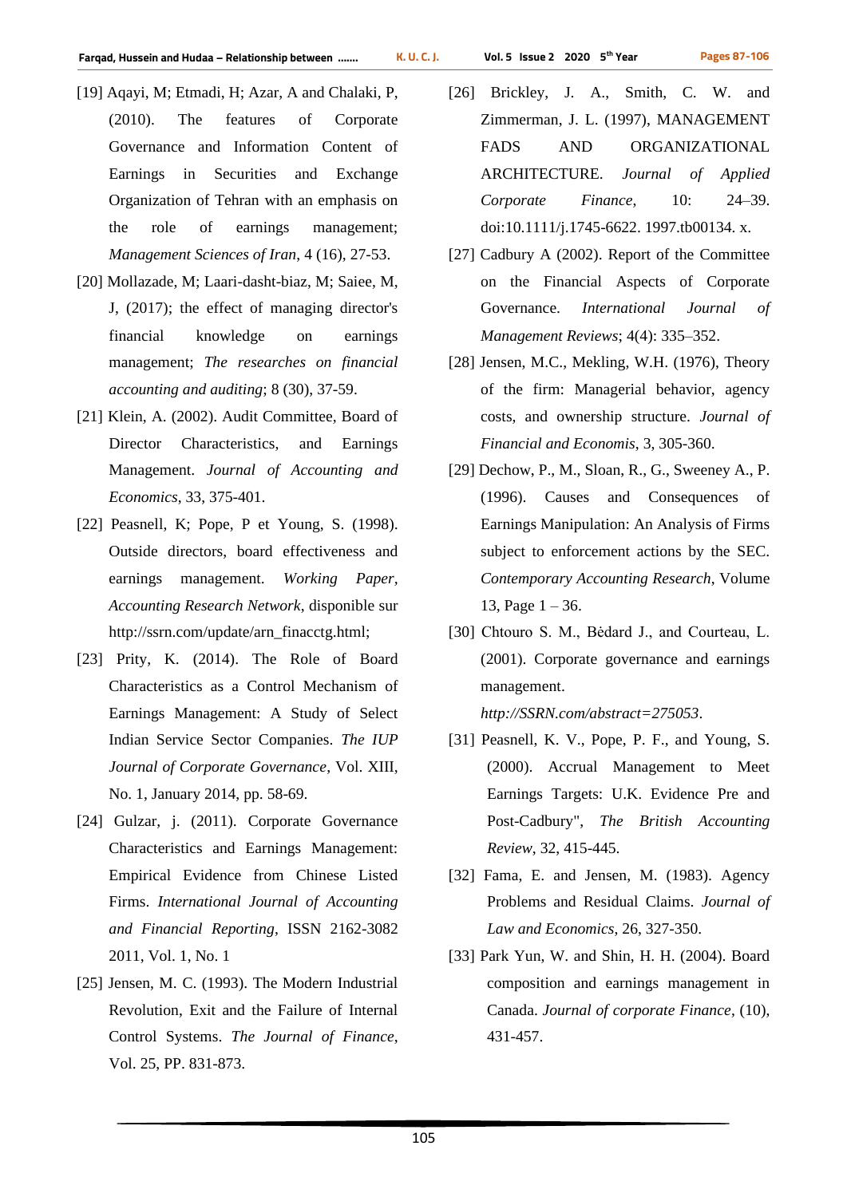[19] Aqayi, M; Etmadi, H; Azar, A and Chalaki, P, (2010). The features of Corporate Governance and Information Content of Earnings in Securities and Exchange Organization of Tehran with an emphasis on the role of earnings management; *Management Sciences of Iran*, 4 (16), 27-53.

[20] Mollazade, M; Laari-dasht-biaz, M; Saiee, M, J, (2017); the effect of managing director's financial knowledge on earnings management; *The researches on financial accounting and auditing*; 8 (30), 37-59.

[21] Klein, A. (2002). Audit Committee, Board of Director Characteristics, and Earnings Management. *Journal of Accounting and Economics*, 33, 375-401.

[22] Peasnell, K; Pope, P et Young, S. (1998). Outside directors, board effectiveness and earnings management. *Working Paper, Accounting Research Network*, disponible sur http://ssrn.com/update/arn_finacctg.html;

[23] Prity, K. (2014). The Role of Board Characteristics as a Control Mechanism of Earnings Management: A Study of Select Indian Service Sector Companies. *The IUP Journal of Corporate Governance*, Vol. XIII, No. 1, January 2014, pp. 58-69.

[24] Gulzar, j. (2011). Corporate Governance Characteristics and Earnings Management: Empirical Evidence from Chinese Listed Firms. *International Journal of Accounting and Financial Reporting*, ISSN 2162-3082 2011, Vol. 1, No. 1

[25] Jensen, M. C. (1993). The Modern Industrial Revolution, Exit and the Failure of Internal Control Systems. *The Journal of Finance*, Vol. 25, PP. 831-873.

[26] Brickley, J. A., Smith, C. W. and Zimmerman, J. L. (1997), MANAGEMENT FADS AND ORGANIZATIONAL ARCHITECTURE. *Journal of Applied Corporate Finance*, 10: 24–39. doi:10.1111/j.1745-6622. 1997.tb00134. x.

[27] Cadbury A (2002). Report of the Committee on the Financial Aspects of Corporate Governance. *International Journal of Management Reviews*; 4(4): 335–352.

[28] Jensen, M.C., Mekling, W.H. (1976), Theory of the firm: Managerial behavior, agency costs, and ownership structure. *Journal of Financial and Economis*, 3, 305-360.

[29] Dechow, P., M., Sloan, R., G., Sweeney A., P. (1996). Causes and Consequences of Earnings Manipulation: An Analysis of Firms subject to enforcement actions by the SEC. *Contemporary Accounting Research*, Volume 13, Page 1 – 36.

[30] Chtouro S. M., Bėdard J., and Courteau, L. (2001). Corporate governance and earnings management. *http://SSRN.com/abstract=275053*.

[31] Peasnell, K. V., Pope, P. F., and Young, S. (2000). Accrual Management to Meet Earnings Targets: U.K. Evidence Pre and Post-Cadbury", *The British Accounting Review*, 32, 415-445.

[32] Fama, E. and Jensen, M. (1983). Agency Problems and Residual Claims. *Journal of Law and Economics*, 26, 327-350.

[33] Park Yun, W. and Shin, H. H. (2004). Board composition and earnings management in Canada. *Journal of corporate Finance*, (10), 431-457.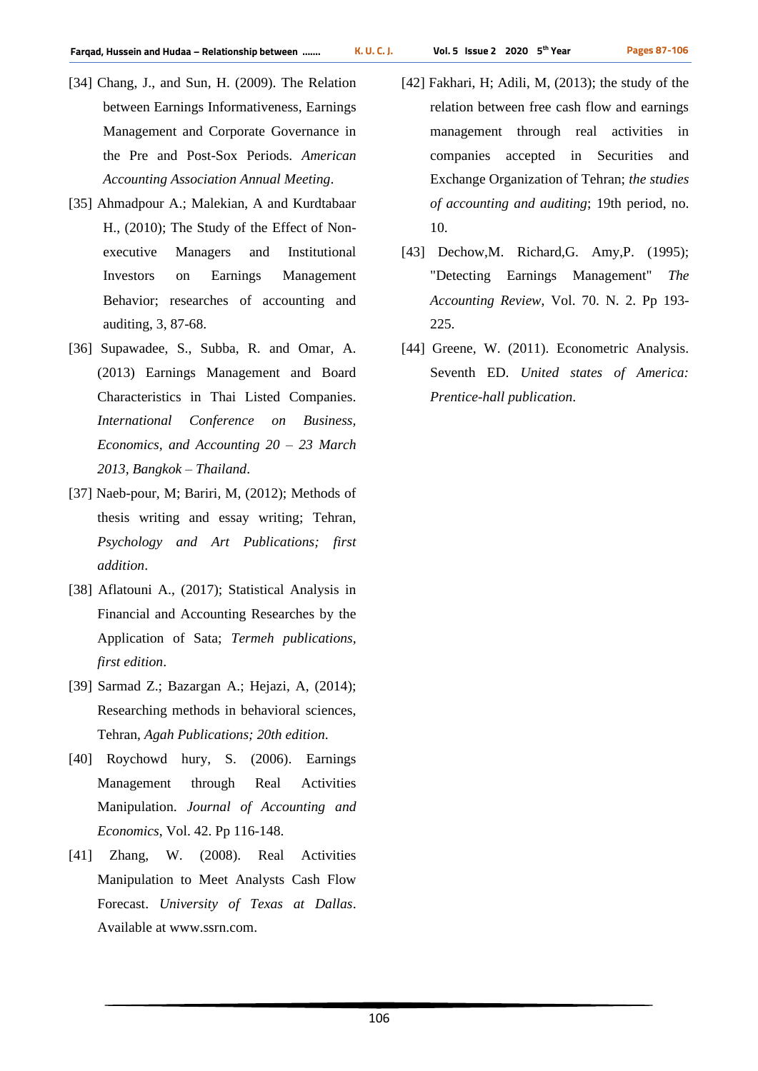[34] Chang, J., and Sun, H. (2009). The Relation between Earnings Informativeness, Earnings Management and Corporate Governance in the Pre and Post-Sox Periods. *American Accounting Association Annual Meeting*.

[35] Ahmadpour A.; Malekian, A and Kurdtabaar H., (2010); The Study of the Effect of Non-executive Managers and Institutional Investors on Earnings Management Behavior; researches of accounting and auditing, 3, 87-68.

[36] Supawadee, S., Subba, R. and Omar, A. (2013) Earnings Management and Board Characteristics in Thai Listed Companies. *International Conference on Business, Economics, and Accounting 20 – 23 March 2013, Bangkok – Thailand*.

[37] Naeb-pour, M; Bariri, M, (2012); Methods of thesis writing and essay writing; Tehran, *Psychology and Art Publications; first addition*.

[38] Aflatouni A., (2017); Statistical Analysis in Financial and Accounting Researches by the Application of Sata; *Termeh publications, first edition*.

[39] Sarmad Z.; Bazargan A.; Hejazi, A, (2014); Researching methods in behavioral sciences, Tehran, *Agah Publications; 20th edition*.

[40] Roychowd hury, S. (2006). Earnings Management through Real Activities Manipulation. *Journal of Accounting and Economics*, Vol. 42. Pp 116-148.

[41] Zhang, W. (2008). Real Activities Manipulation to Meet Analysts Cash Flow Forecast. *University of Texas at Dallas*. Available at www.ssrn.com.

[42] Fakhari, H; Adili, M, (2013); the study of the relation between free cash flow and earnings management through real activities in companies accepted in Securities and Exchange Organization of Tehran; *the studies of accounting and auditing*; 19th period, no. 10.

[43] Dechow,M. Richard,G. Amy,P. (1995); "Detecting Earnings Management" *The Accounting Review*, Vol. 70. N. 2. Pp 193-225.

[44] Greene, W. (2011). Econometric Analysis. Seventh ED. *United states of America: Prentice-hall publication*.